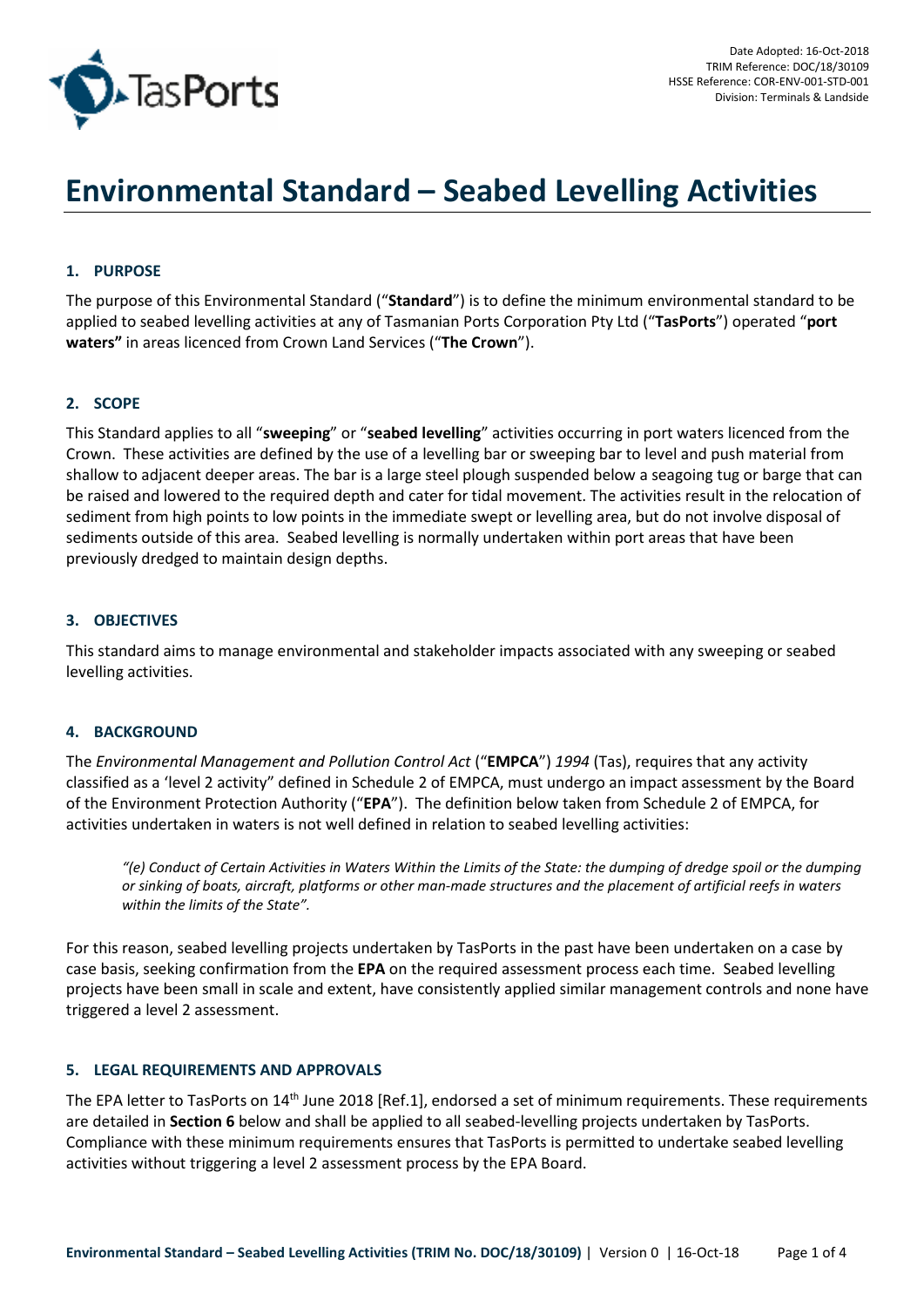Date Adopted: 16-Oct-2018
TRIM Reference: DOC/18/30109
HSSE Reference: COR-ENV-001-STD-001
Division: Terminals & Landside

# Environmental Standard – Seabed Levelling Activities

## 1. PURPOSE

The purpose of this Environmental Standard ("**Standard**") is to define the minimum environmental standard to be applied to seabed levelling activities at any of Tasmanian Ports Corporation Pty Ltd ("**TasPorts**") operated "**port waters"** in areas licenced from Crown Land Services ("**The Crown**").

## 2. SCOPE

This Standard applies to all "**sweeping**" or "**seabed levelling**" activities occurring in port waters licenced from the Crown. These activities are defined by the use of a levelling bar or sweeping bar to level and push material from shallow to adjacent deeper areas. The bar is a large steel plough suspended below a seagoing tug or barge that can be raised and lowered to the required depth and cater for tidal movement. The activities result in the relocation of sediment from high points to low points in the immediate swept or levelling area, but do not involve disposal of sediments outside of this area. Seabed levelling is normally undertaken within port areas that have been previously dredged to maintain design depths.

## 3. OBJECTIVES

This standard aims to manage environmental and stakeholder impacts associated with any sweeping or seabed levelling activities.

## 4. BACKGROUND

The *Environmental Management and Pollution Control Act* ("**EMPCA**") *1994* (Tas), requires that any activity classified as a 'level 2 activity" defined in Schedule 2 of EMPCA, must undergo an impact assessment by the Board of the Environment Protection Authority ("**EPA**"). The definition below taken from Schedule 2 of EMPCA, for activities undertaken in waters is not well defined in relation to seabed levelling activities:

> *"(e) Conduct of Certain Activities in Waters Within the Limits of the State: the dumping of dredge spoil or the dumping or sinking of boats, aircraft, platforms or other man-made structures and the placement of artificial reefs in waters within the limits of the State".*

For this reason, seabed levelling projects undertaken by TasPorts in the past have been undertaken on a case by case basis, seeking confirmation from the **EPA** on the required assessment process each time. Seabed levelling projects have been small in scale and extent, have consistently applied similar management controls and none have triggered a level 2 assessment.

## 5. LEGAL REQUIREMENTS AND APPROVALS

The EPA letter to TasPorts on 14th June 2018 [Ref.1], endorsed a set of minimum requirements. These requirements are detailed in **Section 6** below and shall be applied to all seabed-levelling projects undertaken by TasPorts. Compliance with these minimum requirements ensures that TasPorts is permitted to undertake seabed levelling activities without triggering a level 2 assessment process by the EPA Board.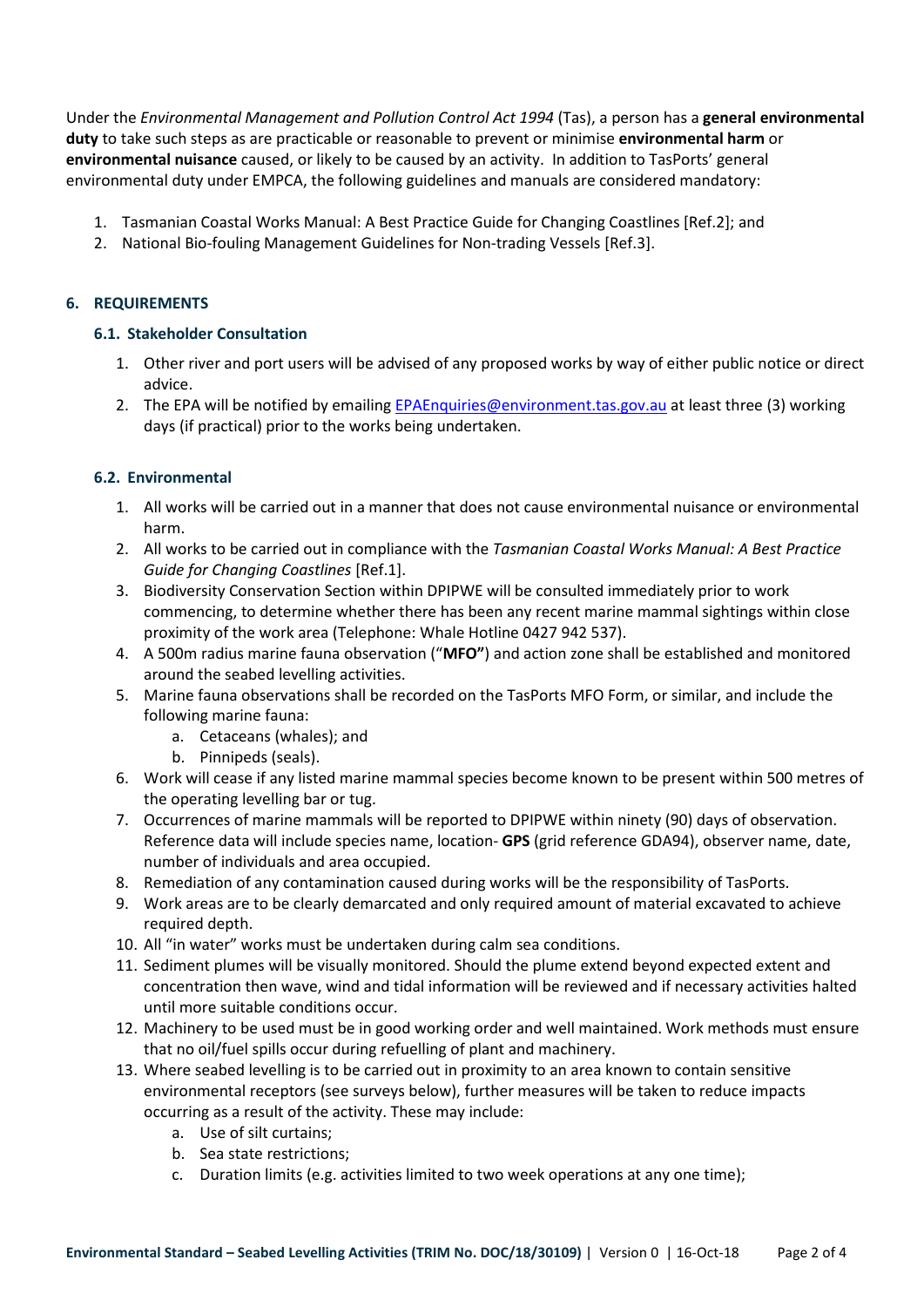Under the *Environmental Management and Pollution Control Act 1994* (Tas), a person has a **general environmental duty** to take such steps as are practicable or reasonable to prevent or minimise **environmental harm** or **environmental nuisance** caused, or likely to be caused by an activity. In addition to TasPorts' general environmental duty under EMPCA, the following guidelines and manuals are considered mandatory:

1. Tasmanian Coastal Works Manual: A Best Practice Guide for Changing Coastlines [Ref.2]; and
2. National Bio-fouling Management Guidelines for Non-trading Vessels [Ref.3].

## 6. REQUIREMENTS

### 6.1. Stakeholder Consultation

1. Other river and port users will be advised of any proposed works by way of either public notice or direct advice.
2. The EPA will be notified by emailing EPAEnquiries@environment.tas.gov.au at least three (3) working days (if practical) prior to the works being undertaken.

### 6.2. Environmental

1. All works will be carried out in a manner that does not cause environmental nuisance or environmental harm.
2. All works to be carried out in compliance with the *Tasmanian Coastal Works Manual: A Best Practice Guide for Changing Coastlines* [Ref.1].
3. Biodiversity Conservation Section within DPIPWE will be consulted immediately prior to work commencing, to determine whether there has been any recent marine mammal sightings within close proximity of the work area (Telephone: Whale Hotline 0427 942 537).
4. A 500m radius marine fauna observation ("**MFO"**) and action zone shall be established and monitored around the seabed levelling activities.
5. Marine fauna observations shall be recorded on the TasPorts MFO Form, or similar, and include the following marine fauna:
   a. Cetaceans (whales); and
   b. Pinnipeds (seals).
6. Work will cease if any listed marine mammal species become known to be present within 500 metres of the operating levelling bar or tug.
7. Occurrences of marine mammals will be reported to DPIPWE within ninety (90) days of observation. Reference data will include species name, location- **GPS** (grid reference GDA94), observer name, date, number of individuals and area occupied.
8. Remediation of any contamination caused during works will be the responsibility of TasPorts.
9. Work areas are to be clearly demarcated and only required amount of material excavated to achieve required depth.
10. All "in water" works must be undertaken during calm sea conditions.
11. Sediment plumes will be visually monitored. Should the plume extend beyond expected extent and concentration then wave, wind and tidal information will be reviewed and if necessary activities halted until more suitable conditions occur.
12. Machinery to be used must be in good working order and well maintained. Work methods must ensure that no oil/fuel spills occur during refuelling of plant and machinery.
13. Where seabed levelling is to be carried out in proximity to an area known to contain sensitive environmental receptors (see surveys below), further measures will be taken to reduce impacts occurring as a result of the activity. These may include:
    a. Use of silt curtains;
    b. Sea state restrictions;
    c. Duration limits (e.g. activities limited to two week operations at any one time);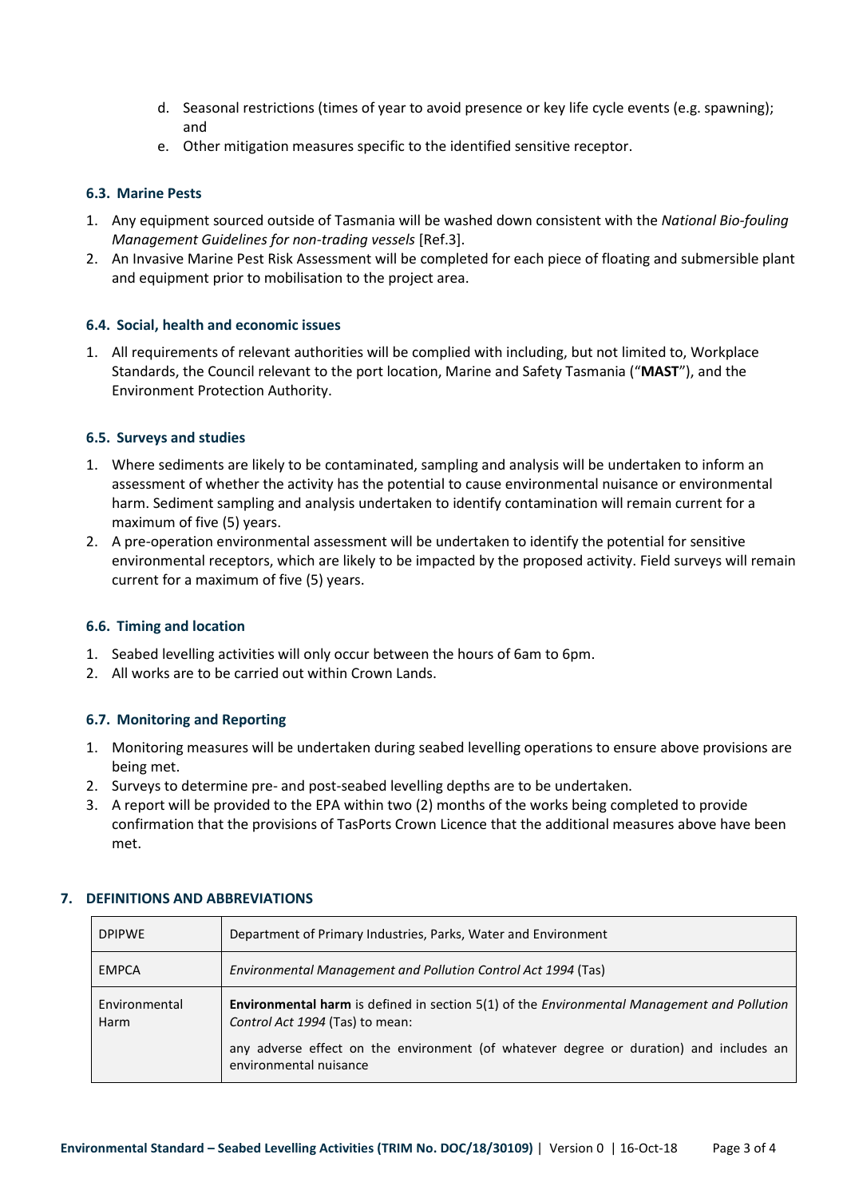d. Seasonal restrictions (times of year to avoid presence or key life cycle events (e.g. spawning); and
e. Other mitigation measures specific to the identified sensitive receptor.

### 6.3. Marine Pests

1. Any equipment sourced outside of Tasmania will be washed down consistent with the *National Bio-fouling Management Guidelines for non-trading vessels* [Ref.3].
2. An Invasive Marine Pest Risk Assessment will be completed for each piece of floating and submersible plant and equipment prior to mobilisation to the project area.

### 6.4. Social, health and economic issues

1. All requirements of relevant authorities will be complied with including, but not limited to, Workplace Standards, the Council relevant to the port location, Marine and Safety Tasmania ("**MAST**"), and the Environment Protection Authority.

### 6.5. Surveys and studies

1. Where sediments are likely to be contaminated, sampling and analysis will be undertaken to inform an assessment of whether the activity has the potential to cause environmental nuisance or environmental harm. Sediment sampling and analysis undertaken to identify contamination will remain current for a maximum of five (5) years.
2. A pre-operation environmental assessment will be undertaken to identify the potential for sensitive environmental receptors, which are likely to be impacted by the proposed activity. Field surveys will remain current for a maximum of five (5) years.

### 6.6. Timing and location

1. Seabed levelling activities will only occur between the hours of 6am to 6pm.
2. All works are to be carried out within Crown Lands.

### 6.7. Monitoring and Reporting

1. Monitoring measures will be undertaken during seabed levelling operations to ensure above provisions are being met.
2. Surveys to determine pre- and post-seabed levelling depths are to be undertaken.
3. A report will be provided to the EPA within two (2) months of the works being completed to provide confirmation that the provisions of TasPorts Crown Licence that the additional measures above have been met.

## 7. DEFINITIONS AND ABBREVIATIONS

| | |
|---|---|
| DPIPWE | Department of Primary Industries, Parks, Water and Environment |
| EMPCA | *Environmental Management and Pollution Control Act 1994* (Tas) |
| Environmental Harm | **Environmental harm** is defined in section 5(1) of the *Environmental Management and Pollution Control Act 1994* (Tas) to mean: any adverse effect on the environment (of whatever degree or duration) and includes an environmental nuisance |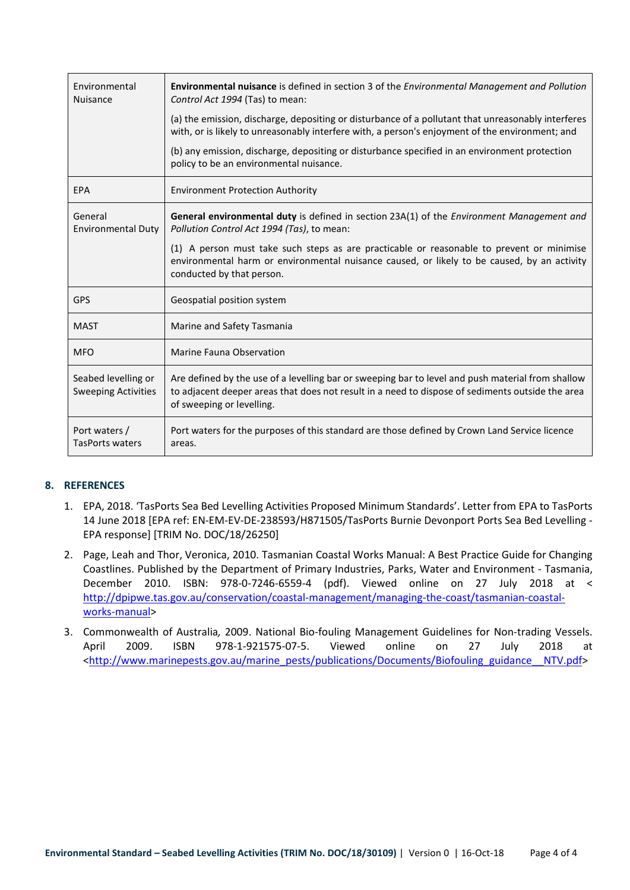| | |
|---|---|
| Environmental Nuisance | **Environmental nuisance** is defined in section 3 of the *Environmental Management and Pollution Control Act 1994* (Tas) to mean:<br><br>(a) the emission, discharge, depositing or disturbance of a pollutant that unreasonably interferes with, or is likely to unreasonably interfere with, a person's enjoyment of the environment; and<br><br>(b) any emission, discharge, depositing or disturbance specified in an environment protection policy to be an environmental nuisance. |
| EPA | Environment Protection Authority |
| General Environmental Duty | **General environmental duty** is defined in section 23A(1) of the *Environment Management and Pollution Control Act 1994 (Tas)*, to mean:<br><br>(1) A person must take such steps as are practicable or reasonable to prevent or minimise environmental harm or environmental nuisance caused, or likely to be caused, by an activity conducted by that person. |
| GPS | Geospatial position system |
| MAST | Marine and Safety Tasmania |
| MFO | Marine Fauna Observation |
| Seabed levelling or Sweeping Activities | Are defined by the use of a levelling bar or sweeping bar to level and push material from shallow to adjacent deeper areas that does not result in a need to dispose of sediments outside the area of sweeping or levelling. |
| Port waters / TasPorts waters | Port waters for the purposes of this standard are those defined by Crown Land Service licence areas. |

## 8. REFERENCES

1. EPA, 2018. 'TasPorts Sea Bed Levelling Activities Proposed Minimum Standards'. Letter from EPA to TasPorts 14 June 2018 [EPA ref: EN-EM-EV-DE-238593/H871505/TasPorts Burnie Devonport Ports Sea Bed Levelling - EPA response] [TRIM No. DOC/18/26250]
2. Page, Leah and Thor, Veronica, 2010. Tasmanian Coastal Works Manual: A Best Practice Guide for Changing Coastlines. Published by the Department of Primary Industries, Parks, Water and Environment - Tasmania, December 2010. ISBN: 978-0-7246-6559-4 (pdf). Viewed online on 27 July 2018 at <http://dpipwe.tas.gov.au/conservation/coastal-management/managing-the-coast/tasmanian-coastal-works-manual>
3. Commonwealth of Australia, 2009. National Bio-fouling Management Guidelines for Non-trading Vessels. April 2009. ISBN 978-1-921575-07-5. Viewed online on 27 July 2018 at <http://www.marinepests.gov.au/marine_pests/publications/Documents/Biofouling_guidance__NTV.pdf>